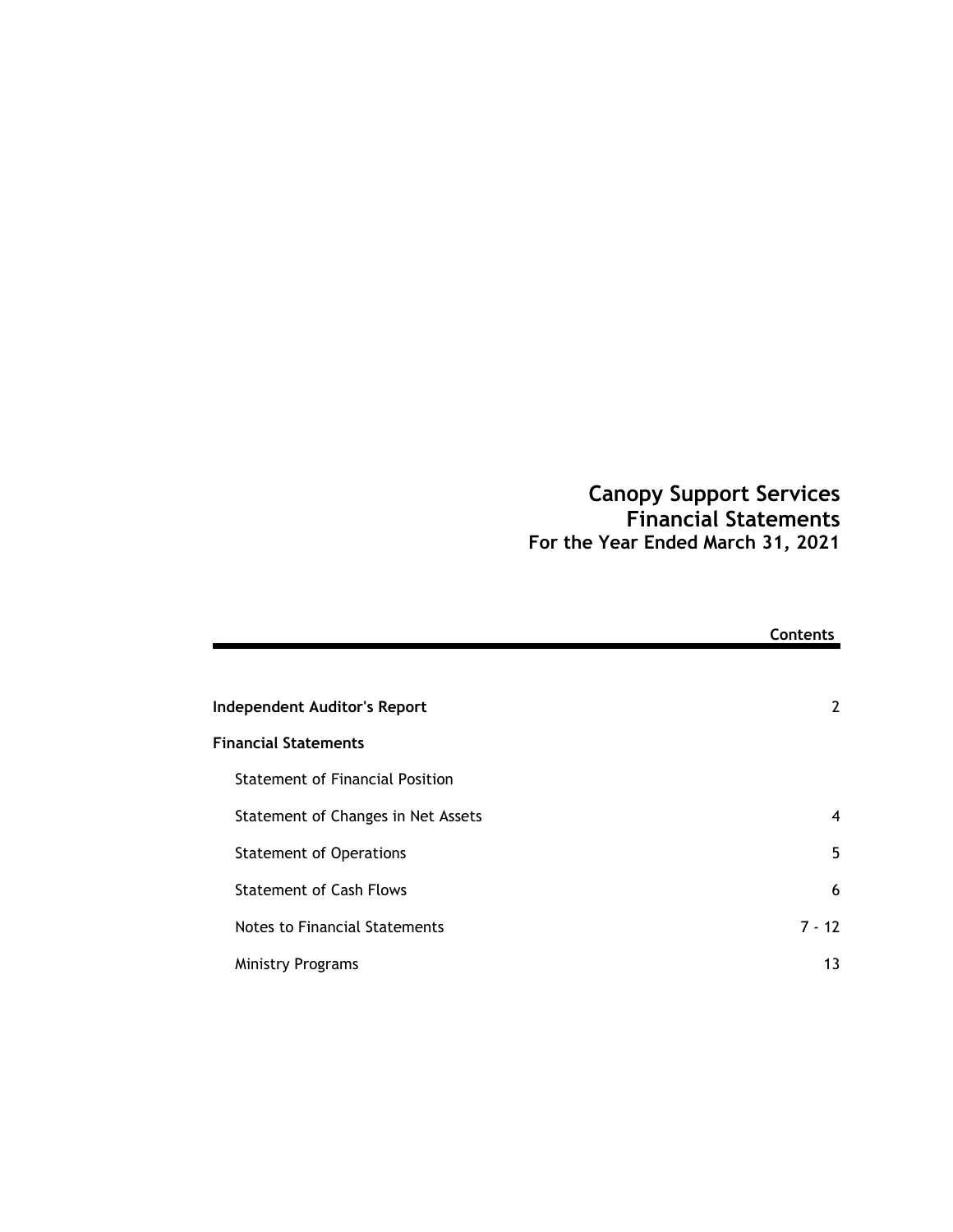# Canopy Support Services
## Financial Statements
### For the Year Ended March 31, 2021

| | Contents |
|---|---|
| **Independent Auditor's Report** | 2 |
| **Financial Statements** | |
| Statement of Financial Position | |
| Statement of Changes in Net Assets | 4 |
| Statement of Operations | 5 |
| Statement of Cash Flows | 6 |
| Notes to Financial Statements | 7 - 12 |
| Ministry Programs | 13 |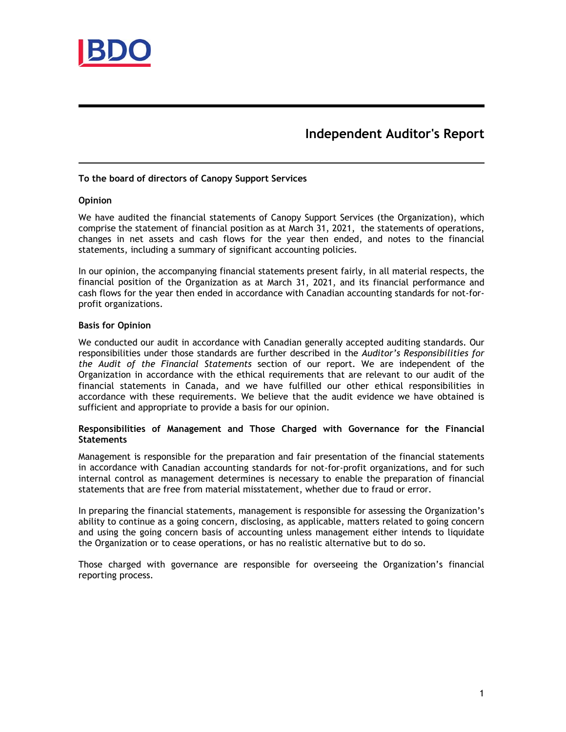# Independent Auditor's Report

**To the board of directors of Canopy Support Services**

**Opinion**

We have audited the financial statements of Canopy Support Services (the Organization), which comprise the statement of financial position as at March 31, 2021, the statements of operations, changes in net assets and cash flows for the year then ended, and notes to the financial statements, including a summary of significant accounting policies.

In our opinion, the accompanying financial statements present fairly, in all material respects, the financial position of the Organization as at March 31, 2021, and its financial performance and cash flows for the year then ended in accordance with Canadian accounting standards for not-for-profit organizations.

**Basis for Opinion**

We conducted our audit in accordance with Canadian generally accepted auditing standards. Our responsibilities under those standards are further described in the *Auditor's Responsibilities for the Audit of the Financial Statements* section of our report. We are independent of the Organization in accordance with the ethical requirements that are relevant to our audit of the financial statements in Canada, and we have fulfilled our other ethical responsibilities in accordance with these requirements. We believe that the audit evidence we have obtained is sufficient and appropriate to provide a basis for our opinion.

**Responsibilities of Management and Those Charged with Governance for the Financial Statements**

Management is responsible for the preparation and fair presentation of the financial statements in accordance with Canadian accounting standards for not-for-profit organizations, and for such internal control as management determines is necessary to enable the preparation of financial statements that are free from material misstatement, whether due to fraud or error.

In preparing the financial statements, management is responsible for assessing the Organization's ability to continue as a going concern, disclosing, as applicable, matters related to going concern and using the going concern basis of accounting unless management either intends to liquidate the Organization or to cease operations, or has no realistic alternative but to do so.

Those charged with governance are responsible for overseeing the Organization's financial reporting process.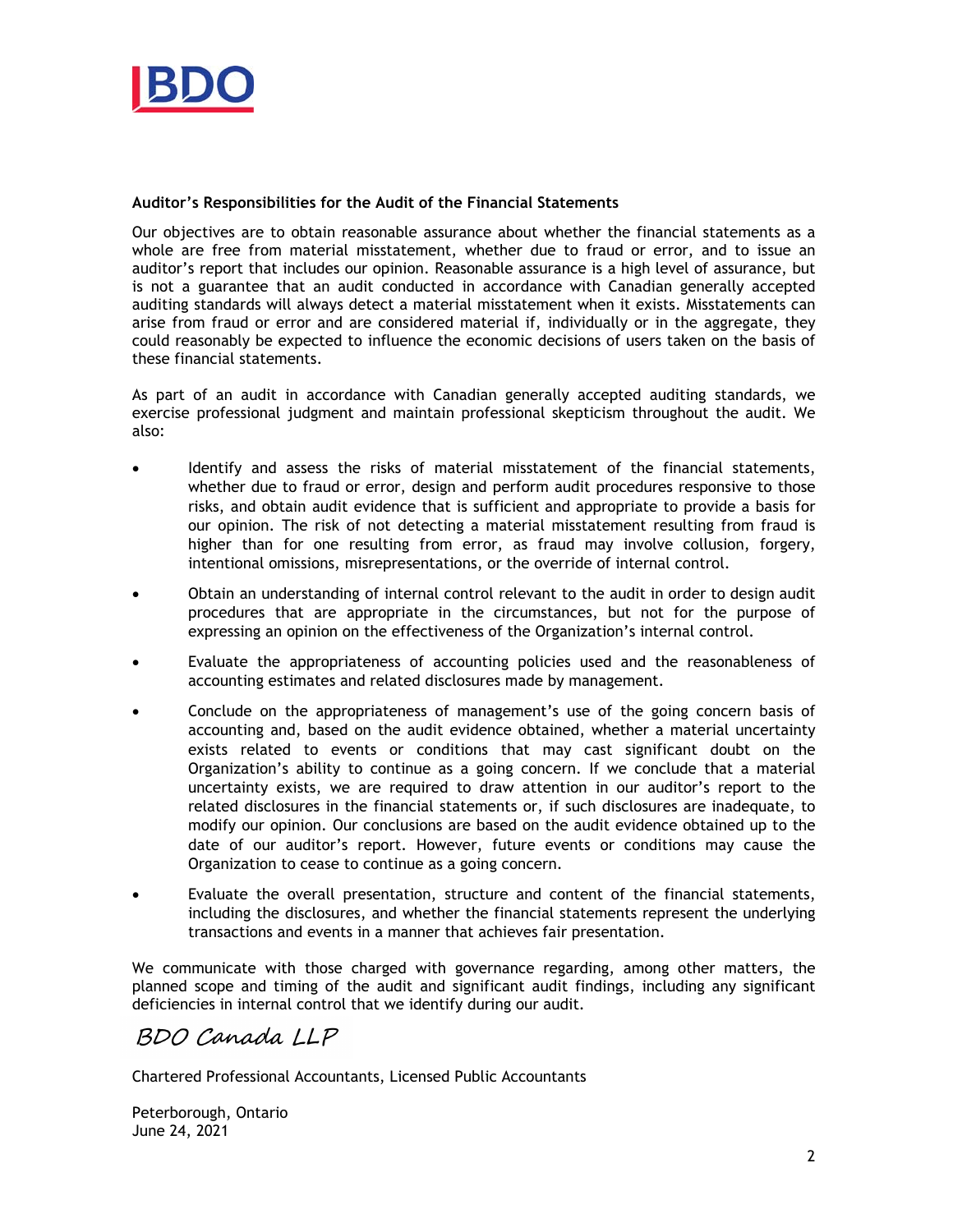**Auditor's Responsibilities for the Audit of the Financial Statements**

Our objectives are to obtain reasonable assurance about whether the financial statements as a whole are free from material misstatement, whether due to fraud or error, and to issue an auditor's report that includes our opinion. Reasonable assurance is a high level of assurance, but is not a guarantee that an audit conducted in accordance with Canadian generally accepted auditing standards will always detect a material misstatement when it exists. Misstatements can arise from fraud or error and are considered material if, individually or in the aggregate, they could reasonably be expected to influence the economic decisions of users taken on the basis of these financial statements.

As part of an audit in accordance with Canadian generally accepted auditing standards, we exercise professional judgment and maintain professional skepticism throughout the audit. We also:

- Identify and assess the risks of material misstatement of the financial statements, whether due to fraud or error, design and perform audit procedures responsive to those risks, and obtain audit evidence that is sufficient and appropriate to provide a basis for our opinion. The risk of not detecting a material misstatement resulting from fraud is higher than for one resulting from error, as fraud may involve collusion, forgery, intentional omissions, misrepresentations, or the override of internal control.
- Obtain an understanding of internal control relevant to the audit in order to design audit procedures that are appropriate in the circumstances, but not for the purpose of expressing an opinion on the effectiveness of the Organization's internal control.
- Evaluate the appropriateness of accounting policies used and the reasonableness of accounting estimates and related disclosures made by management.
- Conclude on the appropriateness of management's use of the going concern basis of accounting and, based on the audit evidence obtained, whether a material uncertainty exists related to events or conditions that may cast significant doubt on the Organization's ability to continue as a going concern. If we conclude that a material uncertainty exists, we are required to draw attention in our auditor's report to the related disclosures in the financial statements or, if such disclosures are inadequate, to modify our opinion. Our conclusions are based on the audit evidence obtained up to the date of our auditor's report. However, future events or conditions may cause the Organization to cease to continue as a going concern.
- Evaluate the overall presentation, structure and content of the financial statements, including the disclosures, and whether the financial statements represent the underlying transactions and events in a manner that achieves fair presentation.

We communicate with those charged with governance regarding, among other matters, the planned scope and timing of the audit and significant audit findings, including any significant deficiencies in internal control that we identify during our audit.

*BDO Canada LLP*

Chartered Professional Accountants, Licensed Public Accountants

Peterborough, Ontario
June 24, 2021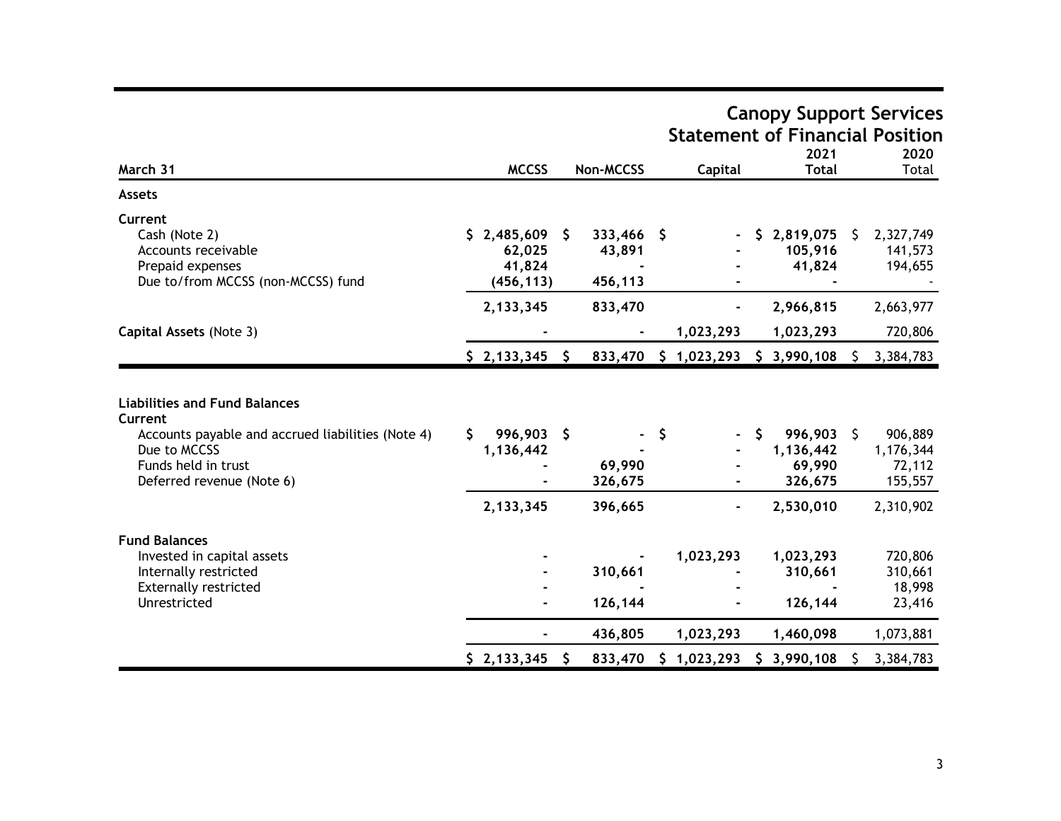# Canopy Support Services
## Statement of Financial Position

| March 31 | MCCSS | Non-MCCSS | Capital | 2021 Total | 2020 Total |
|---|---|---|---|---|---|
| **Assets** | | | | | |
| **Current** | | | | | |
| Cash (Note 2) | $ 2,485,609 | $ 333,466 | $ - | $ 2,819,075 | $ 2,327,749 |
| Accounts receivable | 62,025 | 43,891 | - | 105,916 | 141,573 |
| Prepaid expenses | 41,824 | - | - | 41,824 | 194,655 |
| Due to/from MCCSS (non-MCCSS) fund | (456,113) | 456,113 | - | - | - |
| | 2,133,345 | 833,470 | - | 2,966,815 | 2,663,977 |
| **Capital Assets** (Note 3) | - | - | 1,023,293 | 1,023,293 | 720,806 |
| | $ 2,133,345 | $ 833,470 | $ 1,023,293 | $ 3,990,108 | $ 3,384,783 |
| **Liabilities and Fund Balances** | | | | | |
| **Current** | | | | | |
| Accounts payable and accrued liabilities (Note 4) | $ 996,903 | $ - | $ - | $ 996,903 | $ 906,889 |
| Due to MCCSS | 1,136,442 | - | - | 1,136,442 | 1,176,344 |
| Funds held in trust | - | 69,990 | - | 69,990 | 72,112 |
| Deferred revenue (Note 6) | - | 326,675 | - | 326,675 | 155,557 |
| | 2,133,345 | 396,665 | - | 2,530,010 | 2,310,902 |
| **Fund Balances** | | | | | |
| Invested in capital assets | - | - | 1,023,293 | 1,023,293 | 720,806 |
| Internally restricted | - | 310,661 | - | 310,661 | 310,661 |
| Externally restricted | - | - | - | - | 18,998 |
| Unrestricted | - | 126,144 | - | 126,144 | 23,416 |
| | - | 436,805 | 1,023,293 | 1,460,098 | 1,073,881 |
| | $ 2,133,345 | $ 833,470 | $ 1,023,293 | $ 3,990,108 | $ 3,384,783 |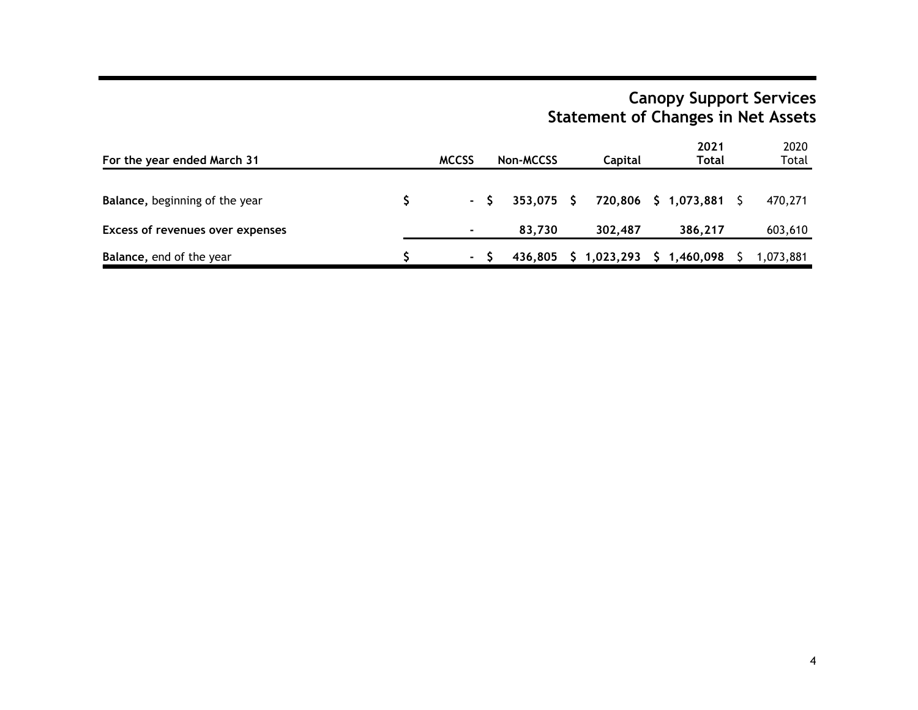# Canopy Support Services
## Statement of Changes in Net Assets

| For the year ended March 31 | MCCSS | Non-MCCSS | Capital | 2021 Total | 2020 Total |
|---|---|---|---|---|---|
| **Balance,** beginning of the year | $ - | $ 353,075 | $ 720,806 | $ 1,073,881 | $ 470,271 |
| **Excess of revenues over expenses** | - | 83,730 | 302,487 | 386,217 | 603,610 |
| **Balance,** end of the year | $ - | $ 436,805 | $ 1,023,293 | $ 1,460,098 | $ 1,073,881 |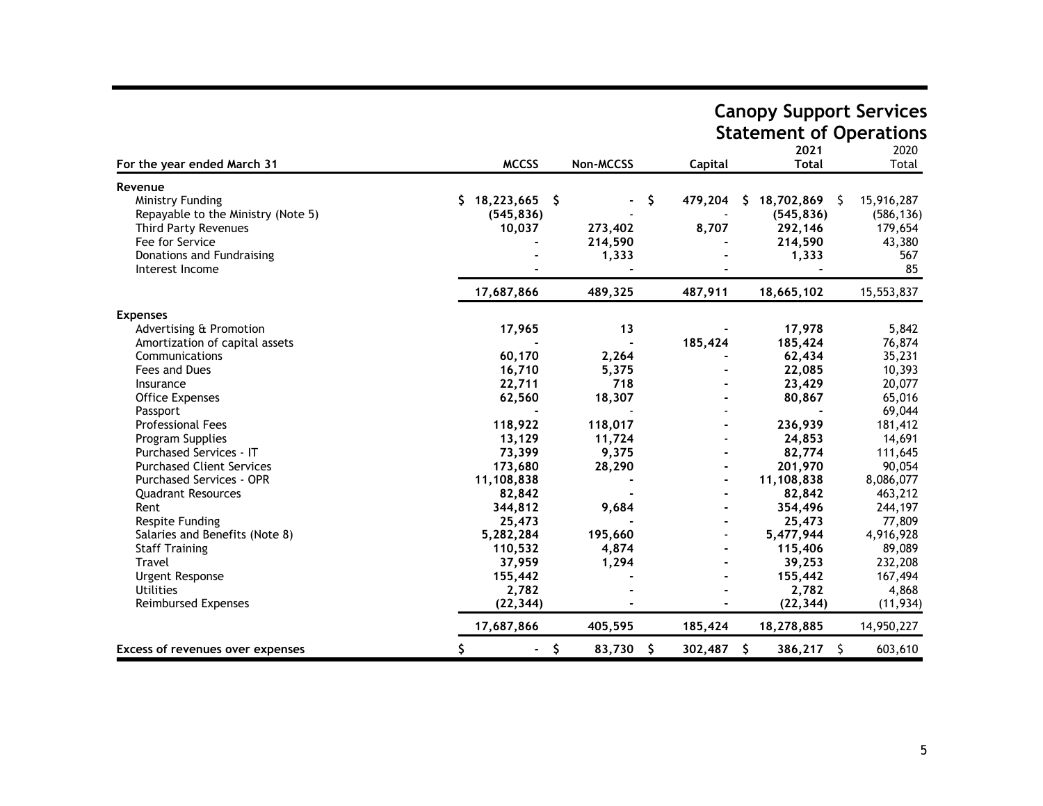# Canopy Support Services

## Statement of Operations

| For the year ended March 31 | MCCSS | Non-MCCSS | Capital | 2021 Total | 2020 Total |
|---|---|---|---|---|---|
| **Revenue** | | | | | |
| Ministry Funding | $ 18,223,665 | $ - | $ 479,204 | $ 18,702,869 | $ 15,916,287 |
| Repayable to the Ministry (Note 5) | (545,836) | - | - | (545,836) | (586,136) |
| Third Party Revenues | 10,037 | 273,402 | 8,707 | 292,146 | 179,654 |
| Fee for Service | - | 214,590 | - | 214,590 | 43,380 |
| Donations and Fundraising | - | 1,333 | - | 1,333 | 567 |
| Interest Income | - | - | - | - | 85 |
| | 17,687,866 | 489,325 | 487,911 | 18,665,102 | 15,553,837 |
| **Expenses** | | | | | |
| Advertising & Promotion | 17,965 | 13 | - | 17,978 | 5,842 |
| Amortization of capital assets | - | - | 185,424 | 185,424 | 76,874 |
| Communications | 60,170 | 2,264 | - | 62,434 | 35,231 |
| Fees and Dues | 16,710 | 5,375 | - | 22,085 | 10,393 |
| Insurance | 22,711 | 718 | - | 23,429 | 20,077 |
| Office Expenses | 62,560 | 18,307 | - | 80,867 | 65,016 |
| Passport | - | - | - | - | 69,044 |
| Professional Fees | 118,922 | 118,017 | - | 236,939 | 181,412 |
| Program Supplies | 13,129 | 11,724 | - | 24,853 | 14,691 |
| Purchased Services - IT | 73,399 | 9,375 | - | 82,774 | 111,645 |
| Purchased Client Services | 173,680 | 28,290 | - | 201,970 | 90,054 |
| Purchased Services - OPR | 11,108,838 | - | - | 11,108,838 | 8,086,077 |
| Quadrant Resources | 82,842 | - | - | 82,842 | 463,212 |
| Rent | 344,812 | 9,684 | - | 354,496 | 244,197 |
| Respite Funding | 25,473 | - | - | 25,473 | 77,809 |
| Salaries and Benefits (Note 8) | 5,282,284 | 195,660 | - | 5,477,944 | 4,916,928 |
| Staff Training | 110,532 | 4,874 | - | 115,406 | 89,089 |
| Travel | 37,959 | 1,294 | - | 39,253 | 232,208 |
| Urgent Response | 155,442 | - | - | 155,442 | 167,494 |
| Utilities | 2,782 | - | - | 2,782 | 4,868 |
| Reimbursed Expenses | (22,344) | - | - | (22,344) | (11,934) |
| | 17,687,866 | 405,595 | 185,424 | 18,278,885 | 14,950,227 |
| **Excess of revenues over expenses** | $ - | $ 83,730 | $ 302,487 | $ 386,217 | $ 603,610 |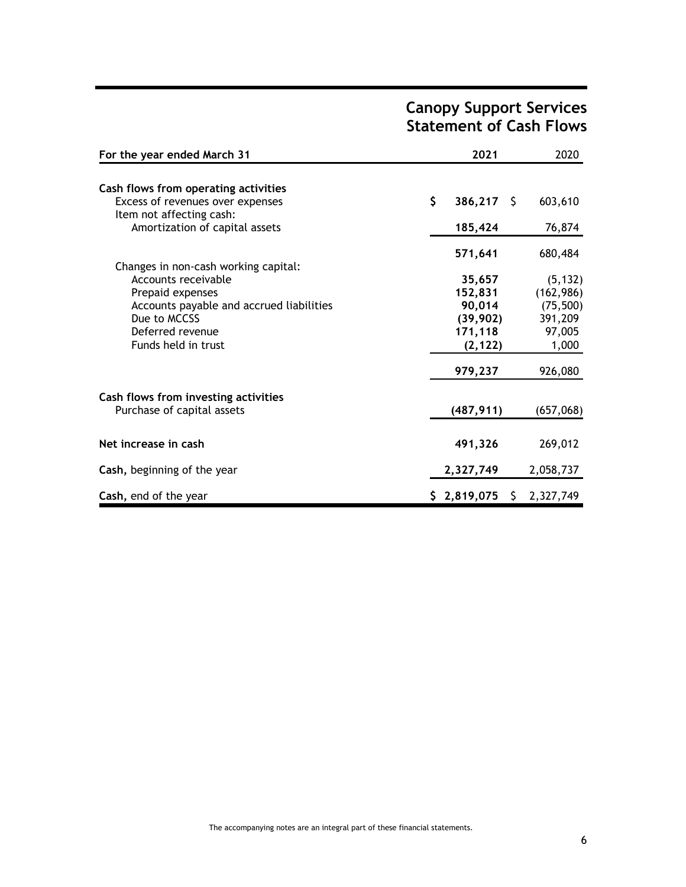# Canopy Support Services
## Statement of Cash Flows

| For the year ended March 31 | 2021 | 2020 |
|---|---|---|
| **Cash flows from operating activities** | | |
| Excess of revenues over expenses | $ 386,217 | $ 603,610 |
| Item not affecting cash: | | |
| Amortization of capital assets | 185,424 | 76,874 |
| | 571,641 | 680,484 |
| Changes in non-cash working capital: | | |
| Accounts receivable | 35,657 | (5,132) |
| Prepaid expenses | 152,831 | (162,986) |
| Accounts payable and accrued liabilities | 90,014 | (75,500) |
| Due to MCCSS | (39,902) | 391,209 |
| Deferred revenue | 171,118 | 97,005 |
| Funds held in trust | (2,122) | 1,000 |
| | 979,237 | 926,080 |
| **Cash flows from investing activities** | | |
| Purchase of capital assets | (487,911) | (657,068) |
| **Net increase in cash** | 491,326 | 269,012 |
| **Cash,** beginning of the year | 2,327,749 | 2,058,737 |
| **Cash,** end of the year | $ 2,819,075 | $ 2,327,749 |

The accompanying notes are an integral part of these financial statements.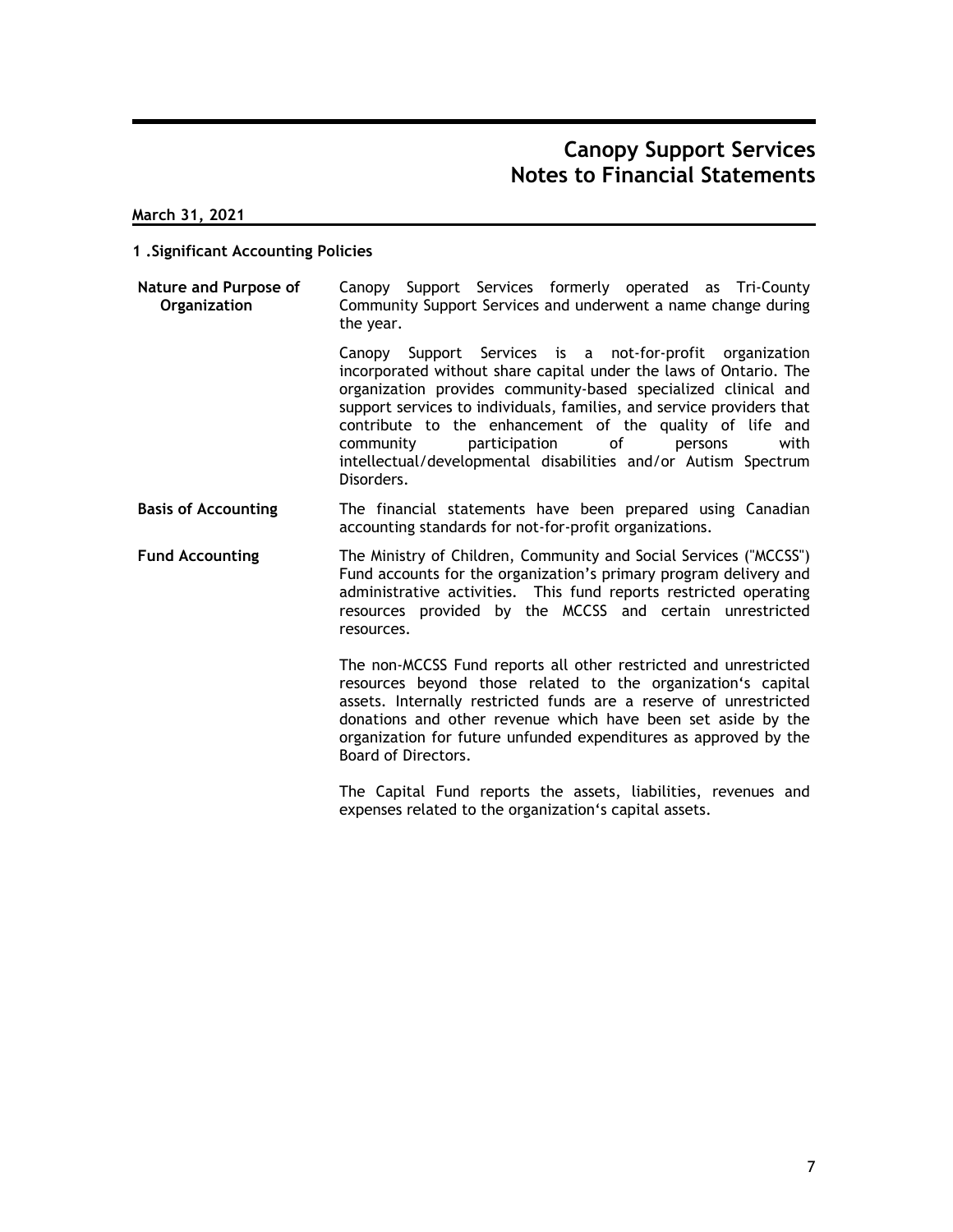# Canopy Support Services
# Notes to Financial Statements

**March 31, 2021**

## 1 .Significant Accounting Policies

**Nature and Purpose of Organization**

Canopy Support Services formerly operated as Tri-County Community Support Services and underwent a name change during the year.

Canopy Support Services is a not-for-profit organization incorporated without share capital under the laws of Ontario. The organization provides community-based specialized clinical and support services to individuals, families, and service providers that contribute to the enhancement of the quality of life and community participation of persons with intellectual/developmental disabilities and/or Autism Spectrum Disorders.

**Basis of Accounting**

The financial statements have been prepared using Canadian accounting standards for not-for-profit organizations.

**Fund Accounting**

The Ministry of Children, Community and Social Services ("MCCSS") Fund accounts for the organization's primary program delivery and administrative activities. This fund reports restricted operating resources provided by the MCCSS and certain unrestricted resources.

The non-MCCSS Fund reports all other restricted and unrestricted resources beyond those related to the organization's capital assets. Internally restricted funds are a reserve of unrestricted donations and other revenue which have been set aside by the organization for future unfunded expenditures as approved by the Board of Directors.

The Capital Fund reports the assets, liabilities, revenues and expenses related to the organization's capital assets.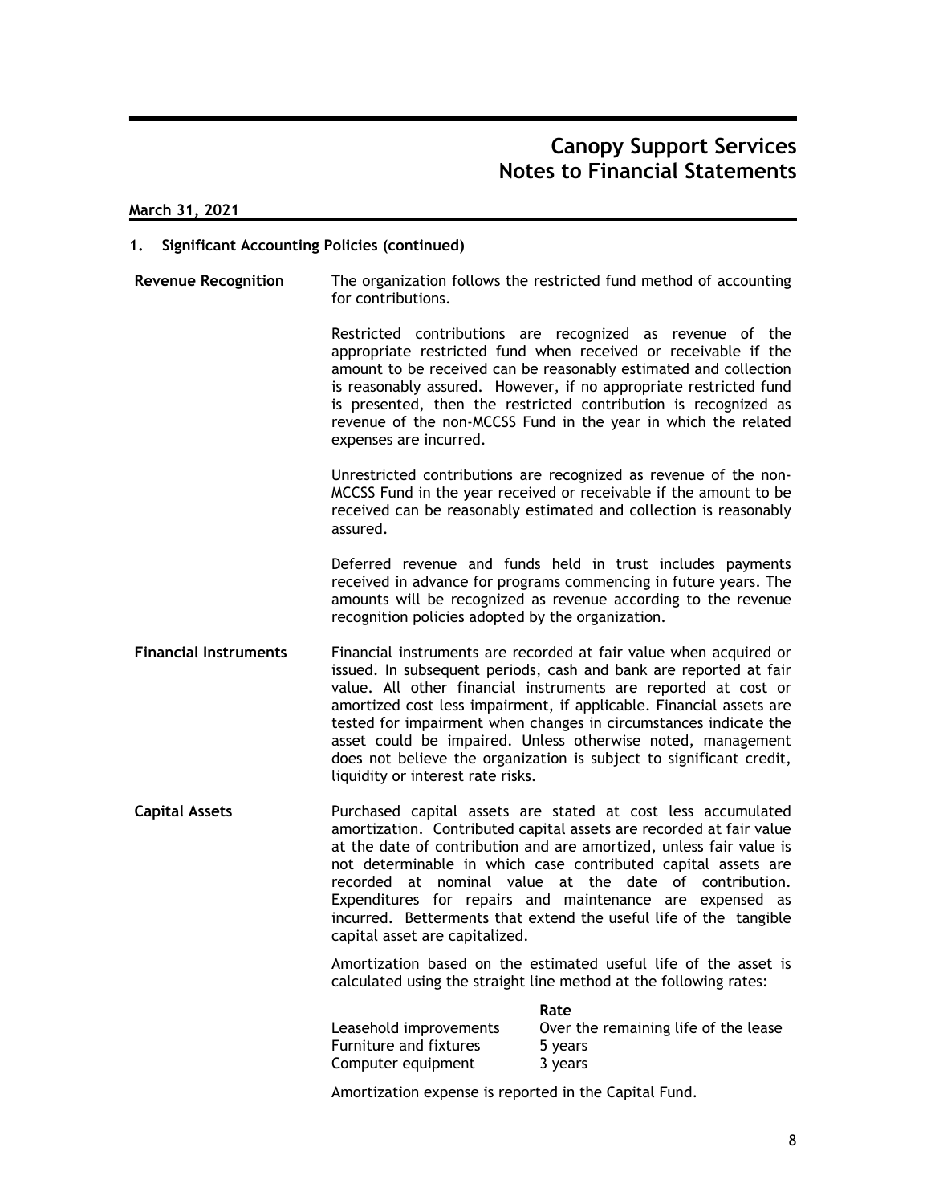# Canopy Support Services
## Notes to Financial Statements

**March 31, 2021**

### 1. Significant Accounting Policies (continued)

**Revenue Recognition**

The organization follows the restricted fund method of accounting for contributions.

Restricted contributions are recognized as revenue of the appropriate restricted fund when received or receivable if the amount to be received can be reasonably estimated and collection is reasonably assured. However, if no appropriate restricted fund is presented, then the restricted contribution is recognized as revenue of the non-MCCSS Fund in the year in which the related expenses are incurred.

Unrestricted contributions are recognized as revenue of the non-MCCSS Fund in the year received or receivable if the amount to be received can be reasonably estimated and collection is reasonably assured.

Deferred revenue and funds held in trust includes payments received in advance for programs commencing in future years. The amounts will be recognized as revenue according to the revenue recognition policies adopted by the organization.

**Financial Instruments**

Financial instruments are recorded at fair value when acquired or issued. In subsequent periods, cash and bank are reported at fair value. All other financial instruments are reported at cost or amortized cost less impairment, if applicable. Financial assets are tested for impairment when changes in circumstances indicate the asset could be impaired. Unless otherwise noted, management does not believe the organization is subject to significant credit, liquidity or interest rate risks.

**Capital Assets**

Purchased capital assets are stated at cost less accumulated amortization. Contributed capital assets are recorded at fair value at the date of contribution and are amortized, unless fair value is not determinable in which case contributed capital assets are recorded at nominal value at the date of contribution. Expenditures for repairs and maintenance are expensed as incurred. Betterments that extend the useful life of the tangible capital asset are capitalized.

Amortization based on the estimated useful life of the asset is calculated using the straight line method at the following rates:

| | Rate |
|---|---|
| Leasehold improvements | Over the remaining life of the lease |
| Furniture and fixtures | 5 years |
| Computer equipment | 3 years |

Amortization expense is reported in the Capital Fund.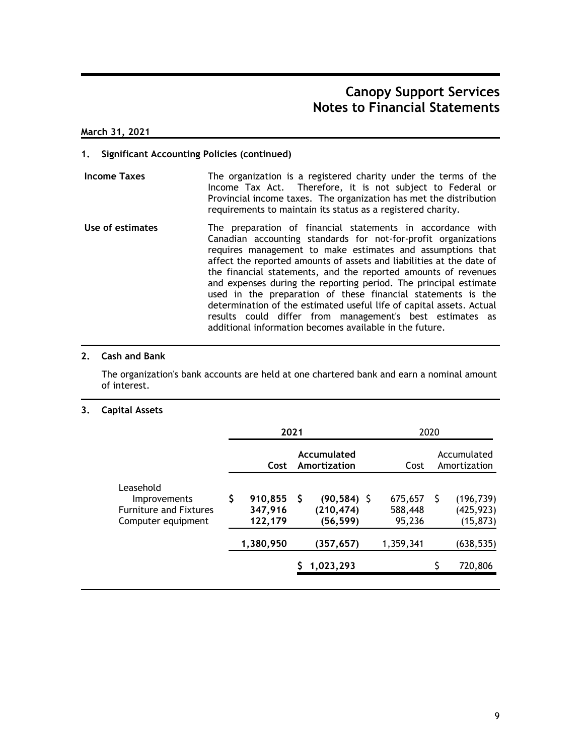# Canopy Support Services
# Notes to Financial Statements

**March 31, 2021**

## 1. Significant Accounting Policies (continued)

**Income Taxes**

The organization is a registered charity under the terms of the Income Tax Act. Therefore, it is not subject to Federal or Provincial income taxes. The organization has met the distribution requirements to maintain its status as a registered charity.

**Use of estimates**

The preparation of financial statements in accordance with Canadian accounting standards for not-for-profit organizations requires management to make estimates and assumptions that affect the reported amounts of assets and liabilities at the date of the financial statements, and the reported amounts of revenues and expenses during the reporting period. The principal estimate used in the preparation of these financial statements is the determination of the estimated useful life of capital assets. Actual results could differ from management's best estimates as additional information becomes available in the future.

## 2. Cash and Bank

The organization's bank accounts are held at one chartered bank and earn a nominal amount of interest.

## 3. Capital Assets

| | **2021** | | 2020 | |
|---|---|---|---|---|
| | **Cost** | **Accumulated Amortization** | Cost | Accumulated Amortization |
| Leasehold Improvements | **$ 910,855** | **$ (90,584)** | $ 675,657 | $ (196,739) |
| Furniture and Fixtures | **347,916** | **(210,474)** | 588,448 | (425,923) |
| Computer equipment | **122,179** | **(56,599)** | 95,236 | (15,873) |
| | **1,380,950** | **(357,657)** | 1,359,341 | (638,535) |
| | | **$ 1,023,293** | | $ 720,806 |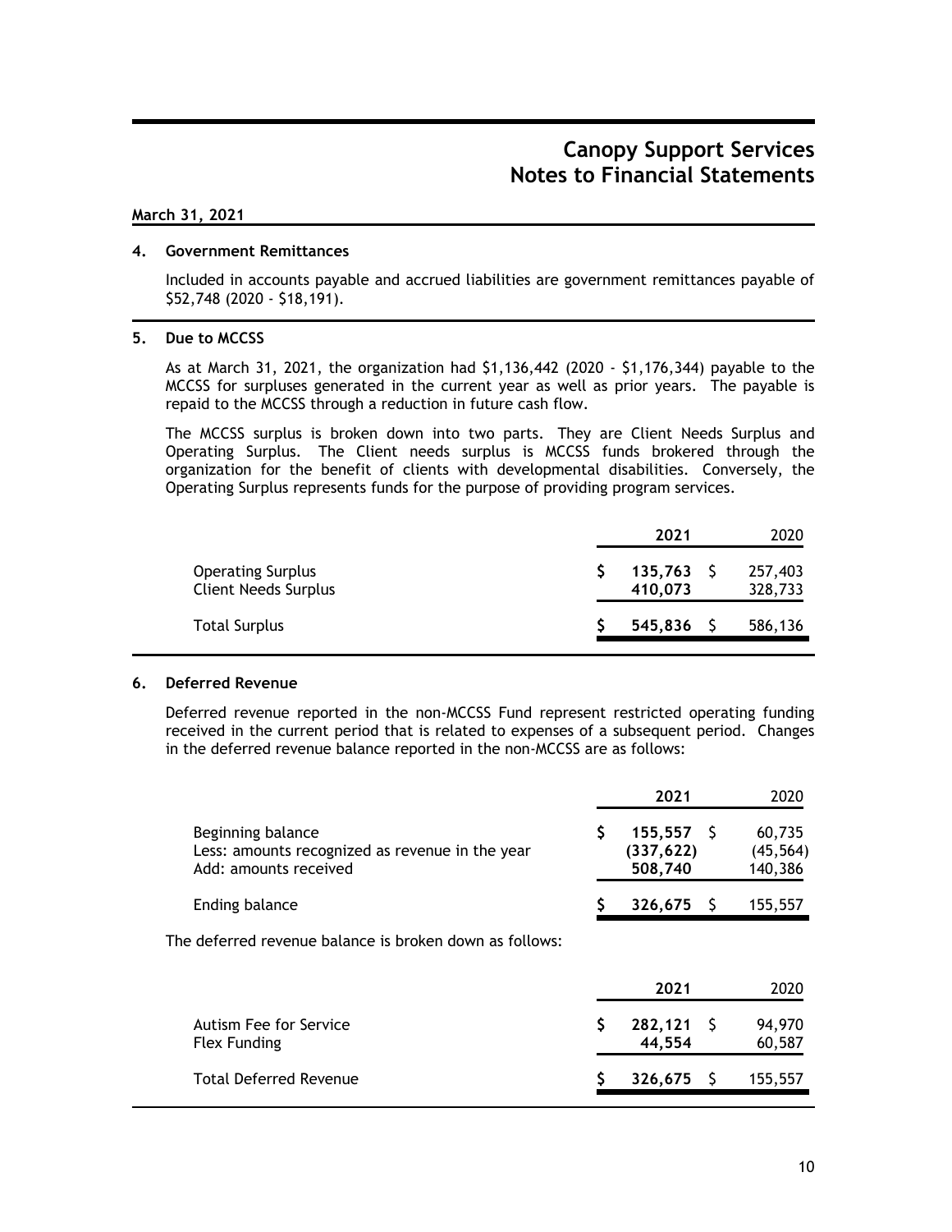# Canopy Support Services
# Notes to Financial Statements

**March 31, 2021**

### 4. Government Remittances

Included in accounts payable and accrued liabilities are government remittances payable of $52,748 (2020 - $18,191).

### 5. Due to MCCSS

As at March 31, 2021, the organization had $1,136,442 (2020 - $1,176,344) payable to the MCCSS for surpluses generated in the current year as well as prior years. The payable is repaid to the MCCSS through a reduction in future cash flow.

The MCCSS surplus is broken down into two parts. They are Client Needs Surplus and Operating Surplus. The Client needs surplus is MCCSS funds brokered through the organization for the benefit of clients with developmental disabilities. Conversely, the Operating Surplus represents funds for the purpose of providing program services.

| | **2021** | 2020 |
|---|---|---|
| Operating Surplus | **$ 135,763** | $ 257,403 |
| Client Needs Surplus | **410,073** | 328,733 |
| Total Surplus | **$ 545,836** | $ 586,136 |

### 6. Deferred Revenue

Deferred revenue reported in the non-MCCSS Fund represent restricted operating funding received in the current period that is related to expenses of a subsequent period. Changes in the deferred revenue balance reported in the non-MCCSS are as follows:

| | **2021** | 2020 |
|---|---|---|
| Beginning balance | **$ 155,557** | $ 60,735 |
| Less: amounts recognized as revenue in the year | **(337,622)** | (45,564) |
| Add: amounts received | **508,740** | 140,386 |
| Ending balance | **$ 326,675** | $ 155,557 |

The deferred revenue balance is broken down as follows:

| | **2021** | 2020 |
|---|---|---|
| Autism Fee for Service | **$ 282,121** | $ 94,970 |
| Flex Funding | **44,554** | 60,587 |
| Total Deferred Revenue | **$ 326,675** | $ 155,557 |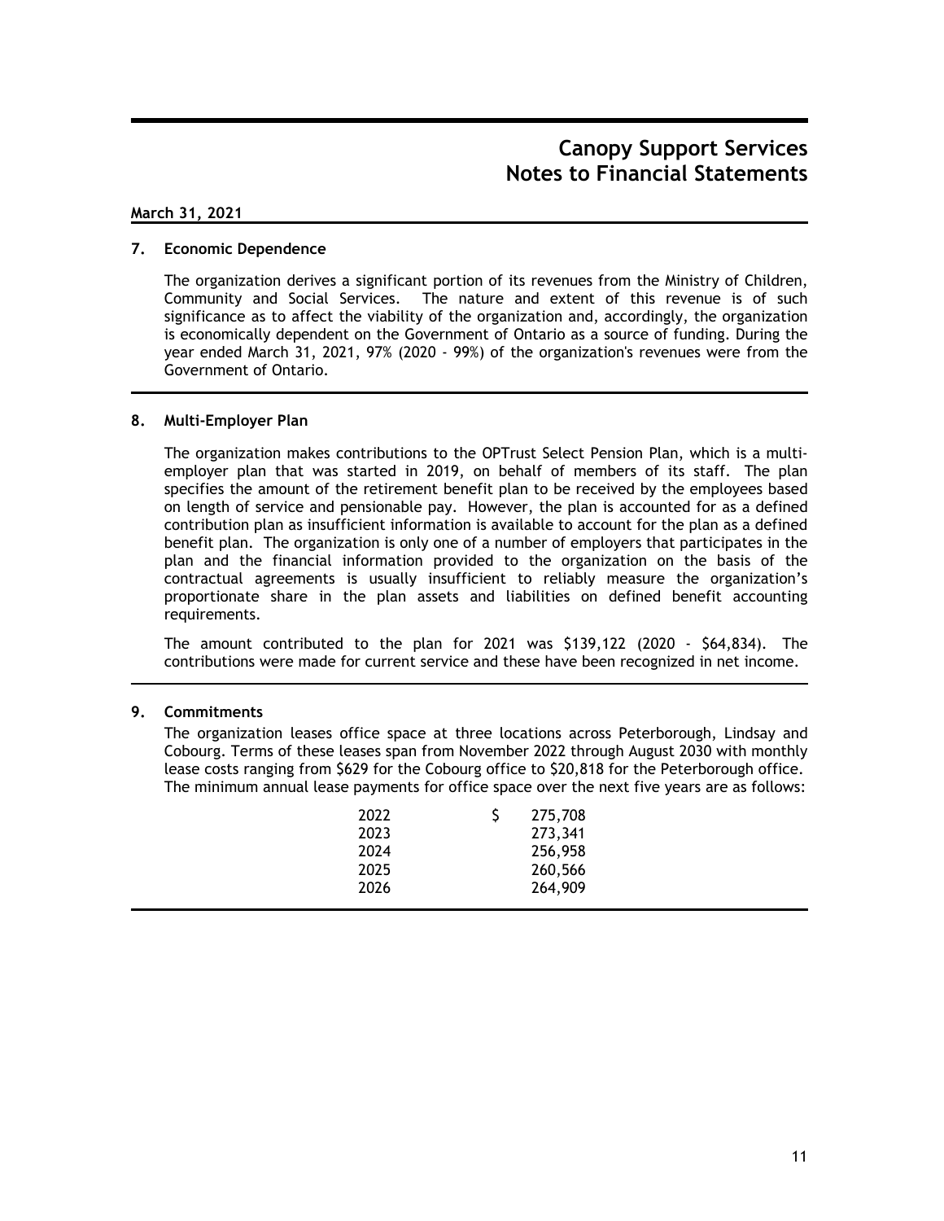# Canopy Support Services
# Notes to Financial Statements

**March 31, 2021**

## 7. Economic Dependence

The organization derives a significant portion of its revenues from the Ministry of Children, Community and Social Services. The nature and extent of this revenue is of such significance as to affect the viability of the organization and, accordingly, the organization is economically dependent on the Government of Ontario as a source of funding. During the year ended March 31, 2021, 97% (2020 - 99%) of the organization's revenues were from the Government of Ontario.

## 8. Multi-Employer Plan

The organization makes contributions to the OPTrust Select Pension Plan, which is a multi-employer plan that was started in 2019, on behalf of members of its staff. The plan specifies the amount of the retirement benefit plan to be received by the employees based on length of service and pensionable pay. However, the plan is accounted for as a defined contribution plan as insufficient information is available to account for the plan as a defined benefit plan. The organization is only one of a number of employers that participates in the plan and the financial information provided to the organization on the basis of the contractual agreements is usually insufficient to reliably measure the organization's proportionate share in the plan assets and liabilities on defined benefit accounting requirements.

The amount contributed to the plan for 2021 was $139,122 (2020 - $64,834). The contributions were made for current service and these have been recognized in net income.

## 9. Commitments

The organization leases office space at three locations across Peterborough, Lindsay and Cobourg. Terms of these leases span from November 2022 through August 2030 with monthly lease costs ranging from $629 for the Cobourg office to $20,818 for the Peterborough office. The minimum annual lease payments for office space over the next five years are as follows:

| Year | Amount |
|---|---|
| 2022 | $ 275,708 |
| 2023 | 273,341 |
| 2024 | 256,958 |
| 2025 | 260,566 |
| 2026 | 264,909 |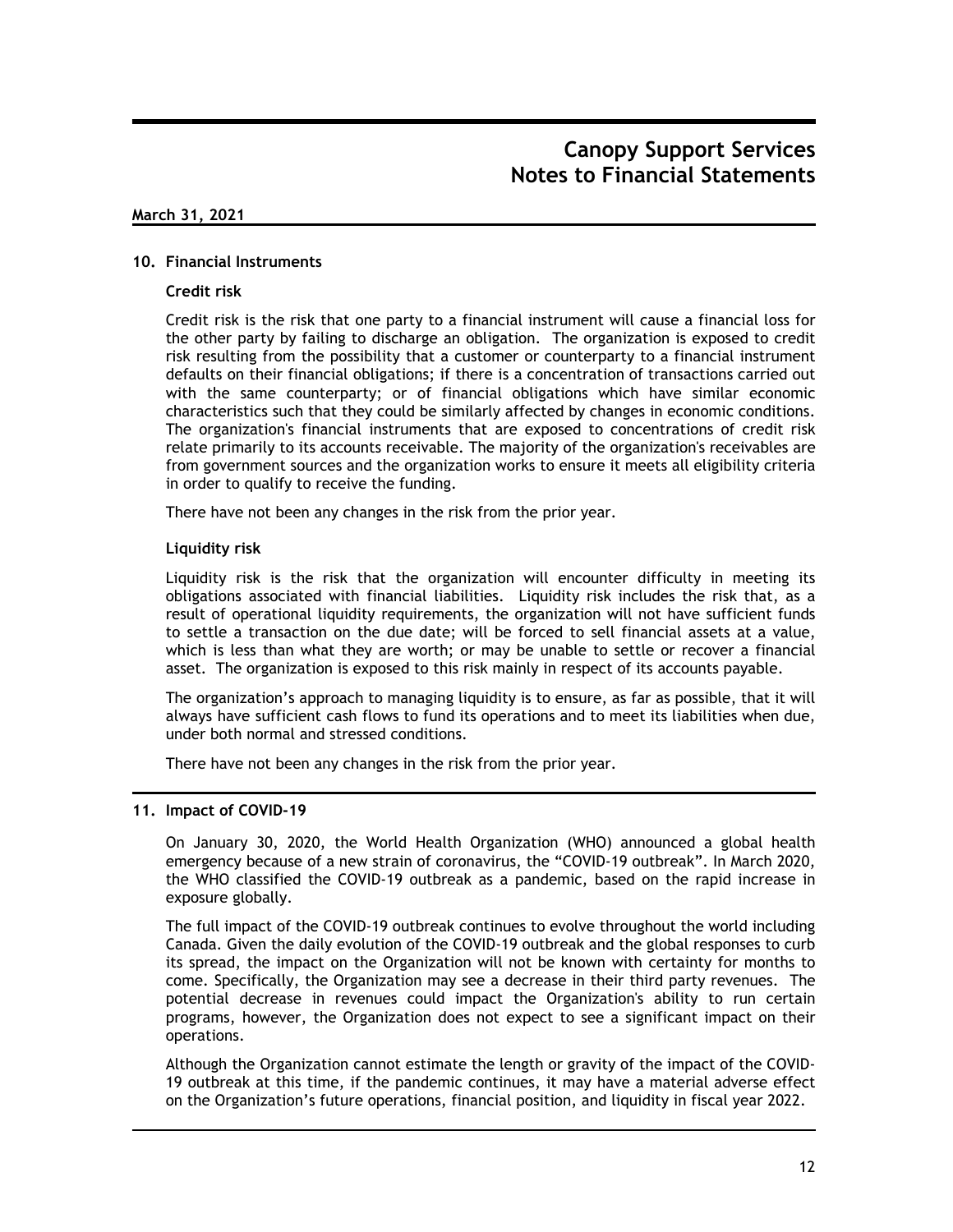## 10. Financial Instruments

### Credit risk

Credit risk is the risk that one party to a financial instrument will cause a financial loss for the other party by failing to discharge an obligation. The organization is exposed to credit risk resulting from the possibility that a customer or counterparty to a financial instrument defaults on their financial obligations; if there is a concentration of transactions carried out with the same counterparty; or of financial obligations which have similar economic characteristics such that they could be similarly affected by changes in economic conditions. The organization's financial instruments that are exposed to concentrations of credit risk relate primarily to its accounts receivable. The majority of the organization's receivables are from government sources and the organization works to ensure it meets all eligibility criteria in order to qualify to receive the funding.

There have not been any changes in the risk from the prior year.

### Liquidity risk

Liquidity risk is the risk that the organization will encounter difficulty in meeting its obligations associated with financial liabilities. Liquidity risk includes the risk that, as a result of operational liquidity requirements, the organization will not have sufficient funds to settle a transaction on the due date; will be forced to sell financial assets at a value, which is less than what they are worth; or may be unable to settle or recover a financial asset. The organization is exposed to this risk mainly in respect of its accounts payable.

The organization's approach to managing liquidity is to ensure, as far as possible, that it will always have sufficient cash flows to fund its operations and to meet its liabilities when due, under both normal and stressed conditions.

There have not been any changes in the risk from the prior year.

## 11. Impact of COVID-19

On January 30, 2020, the World Health Organization (WHO) announced a global health emergency because of a new strain of coronavirus, the "COVID-19 outbreak". In March 2020, the WHO classified the COVID-19 outbreak as a pandemic, based on the rapid increase in exposure globally.

The full impact of the COVID-19 outbreak continues to evolve throughout the world including Canada. Given the daily evolution of the COVID-19 outbreak and the global responses to curb its spread, the impact on the Organization will not be known with certainty for months to come. Specifically, the Organization may see a decrease in their third party revenues. The potential decrease in revenues could impact the Organization's ability to run certain programs, however, the Organization does not expect to see a significant impact on their operations.

Although the Organization cannot estimate the length or gravity of the impact of the COVID-19 outbreak at this time, if the pandemic continues, it may have a material adverse effect on the Organization's future operations, financial position, and liquidity in fiscal year 2022.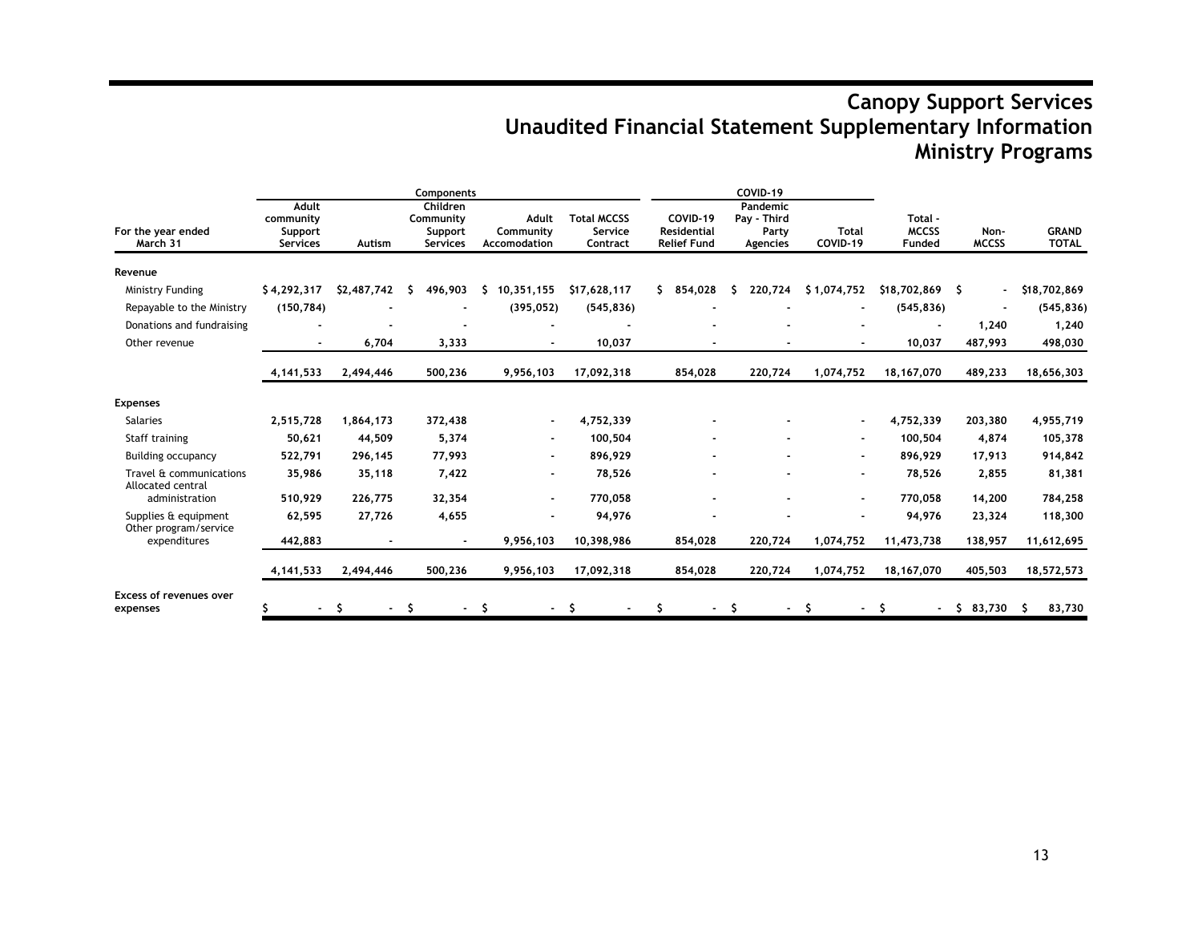# Canopy Support Services
## Unaudited Financial Statement Supplementary Information
## Ministry Programs

| For the year ended March 31 | Components | | | | | COVID-19 | | | | | |
|---|---|---|---|---|---|---|---|---|---|---|---|
| | Adult community Support Services | Autism | Children Community Support Services | Adult Community Accomodation | Total MCCSS Service Contract | COVID-19 Residential Relief Fund | Pandemic Pay - Third Party Agencies | Total COVID-19 | Total - MCCSS Funded | Non-MCCSS | GRAND TOTAL |
| **Revenue** | | | | | | | | | | | |
| Ministry Funding | $ 4,292,317 | $2,487,742 | $ 496,903 | $ 10,351,155 | $17,628,117 | $ 854,028 | $ 220,724 | $ 1,074,752 | $18,702,869 | $ - | $18,702,869 |
| Repayable to the Ministry | (150,784) | - | - | (395,052) | (545,836) | - | - | - | (545,836) | - | (545,836) |
| Donations and fundraising | - | - | - | - | - | - | - | - | - | 1,240 | 1,240 |
| Other revenue | - | 6,704 | 3,333 | - | 10,037 | - | - | - | 10,037 | 487,993 | 498,030 |
| | 4,141,533 | 2,494,446 | 500,236 | 9,956,103 | 17,092,318 | 854,028 | 220,724 | 1,074,752 | 18,167,070 | 489,233 | 18,656,303 |
| **Expenses** | | | | | | | | | | | |
| Salaries | 2,515,728 | 1,864,173 | 372,438 | - | 4,752,339 | - | - | - | 4,752,339 | 203,380 | 4,955,719 |
| Staff training | 50,621 | 44,509 | 5,374 | - | 100,504 | - | - | - | 100,504 | 4,874 | 105,378 |
| Building occupancy | 522,791 | 296,145 | 77,993 | - | 896,929 | - | - | - | 896,929 | 17,913 | 914,842 |
| Travel & communications | 35,986 | 35,118 | 7,422 | - | 78,526 | - | - | - | 78,526 | 2,855 | 81,381 |
| Allocated central administration | 510,929 | 226,775 | 32,354 | - | 770,058 | - | - | - | 770,058 | 14,200 | 784,258 |
| Supplies & equipment | 62,595 | 27,726 | 4,655 | - | 94,976 | - | - | - | 94,976 | 23,324 | 118,300 |
| Other program/service expenditures | 442,883 | - | - | 9,956,103 | 10,398,986 | 854,028 | 220,724 | 1,074,752 | 11,473,738 | 138,957 | 11,612,695 |
| | 4,141,533 | 2,494,446 | 500,236 | 9,956,103 | 17,092,318 | 854,028 | 220,724 | 1,074,752 | 18,167,070 | 405,503 | 18,572,573 |
| **Excess of revenues over expenses** | $ - | $ - | $ - | $ - | $ - | $ - | $ - | $ - | $ - | $ 83,730 | $ 83,730 |